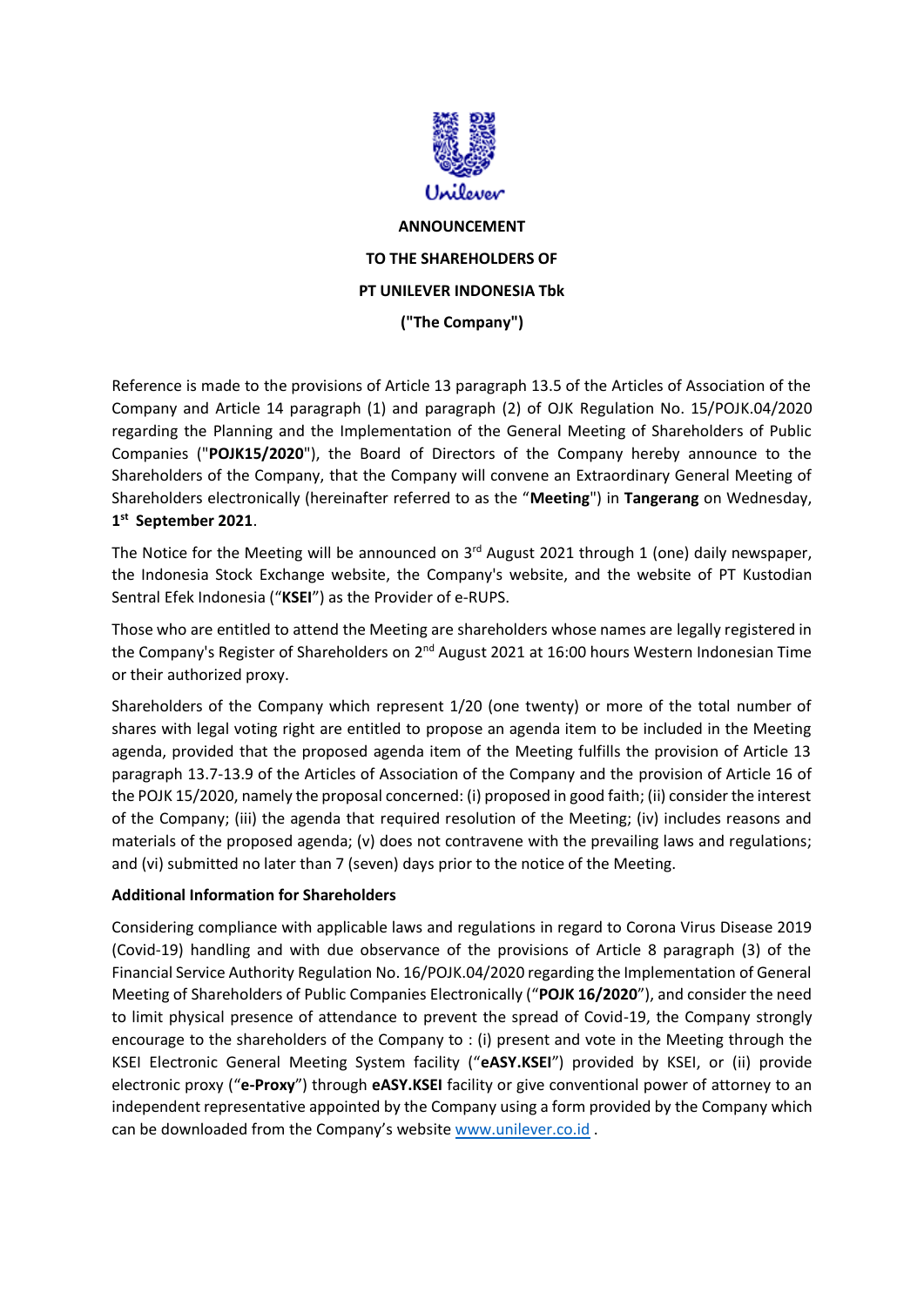**ANNOUNCEMENT**

**TO THE SHAREHOLDERS OF**

**PT UNILEVER INDONESIA Tbk**

**("The Company")**

Reference is made to the provisions of Article 13 paragraph 13.5 of the Articles of Association of the Company and Article 14 paragraph (1) and paragraph (2) of OJK Regulation No. 15/POJK.04/2020 regarding the Planning and the Implementation of the General Meeting of Shareholders of Public Companies ("**POJK15/2020**"), the Board of Directors of the Company hereby announce to the Shareholders of the Company, that the Company will convene an Extraordinary General Meeting of Shareholders electronically (hereinafter referred to as the "**Meeting**") in **Tangerang** on Wednesday, **1st September 2021**.

The Notice for the Meeting will be announced on 3rd August 2021 through 1 (one) daily newspaper, the Indonesia Stock Exchange website, the Company's website, and the website of PT Kustodian Sentral Efek Indonesia ("**KSEI**") as the Provider of e-RUPS.

Those who are entitled to attend the Meeting are shareholders whose names are legally registered in the Company's Register of Shareholders on 2nd August 2021 at 16:00 hours Western Indonesian Time or their authorized proxy.

Shareholders of the Company which represent 1/20 (one twenty) or more of the total number of shares with legal voting right are entitled to propose an agenda item to be included in the Meeting agenda, provided that the proposed agenda item of the Meeting fulfills the provision of Article 13 paragraph 13.7-13.9 of the Articles of Association of the Company and the provision of Article 16 of the POJK 15/2020, namely the proposal concerned: (i) proposed in good faith; (ii) consider the interest of the Company; (iii) the agenda that required resolution of the Meeting; (iv) includes reasons and materials of the proposed agenda; (v) does not contravene with the prevailing laws and regulations; and (vi) submitted no later than 7 (seven) days prior to the notice of the Meeting.

**Additional Information for Shareholders**

Considering compliance with applicable laws and regulations in regard to Corona Virus Disease 2019 (Covid-19) handling and with due observance of the provisions of Article 8 paragraph (3) of the Financial Service Authority Regulation No. 16/POJK.04/2020 regarding the Implementation of General Meeting of Shareholders of Public Companies Electronically ("**POJK 16/2020**"), and consider the need to limit physical presence of attendance to prevent the spread of Covid-19, the Company strongly encourage to the shareholders of the Company to : (i) present and vote in the Meeting through the KSEI Electronic General Meeting System facility ("**eASY.KSEI**") provided by KSEI, or (ii) provide electronic proxy ("**e-Proxy**") through **eASY.KSEI** facility or give conventional power of attorney to an independent representative appointed by the Company using a form provided by the Company which can be downloaded from the Company's website www.unilever.co.id .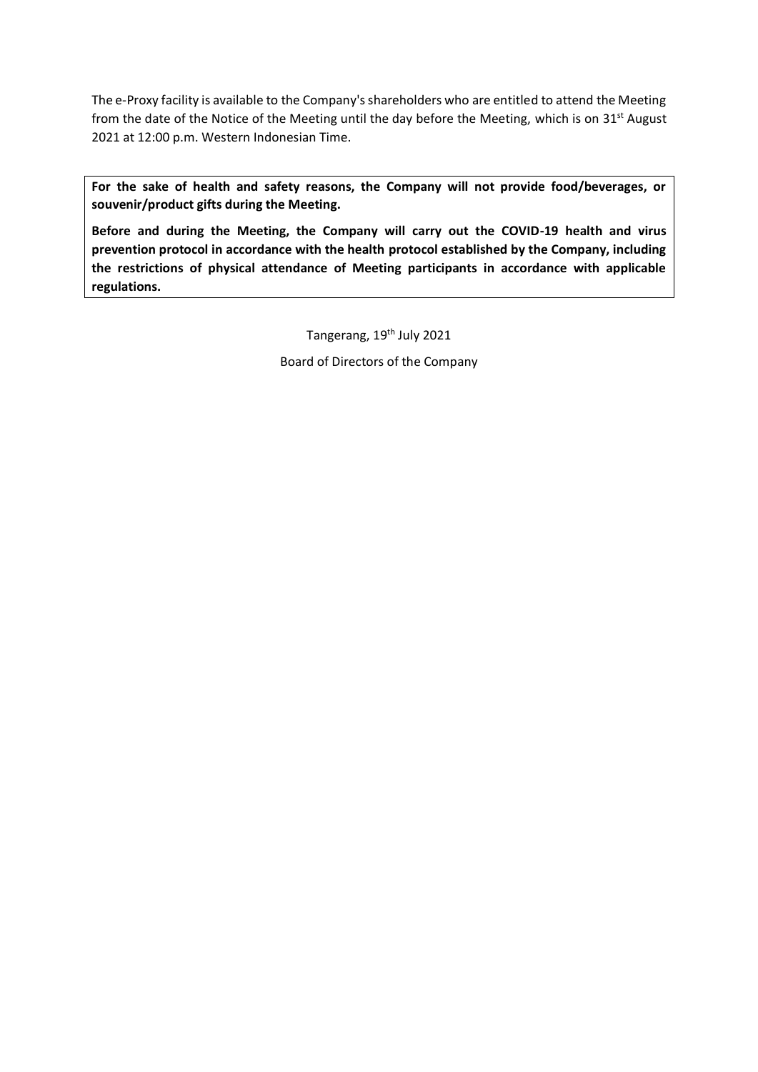The e-Proxy facility is available to the Company's shareholders who are entitled to attend the Meeting from the date of the Notice of the Meeting until the day before the Meeting, which is on 31st August 2021 at 12:00 p.m. Western Indonesian Time.

**For the sake of health and safety reasons, the Company will not provide food/beverages, or souvenir/product gifts during the Meeting.**

**Before and during the Meeting, the Company will carry out the COVID-19 health and virus prevention protocol in accordance with the health protocol established by the Company, including the restrictions of physical attendance of Meeting participants in accordance with applicable regulations.**

Tangerang, 19th July 2021

Board of Directors of the Company